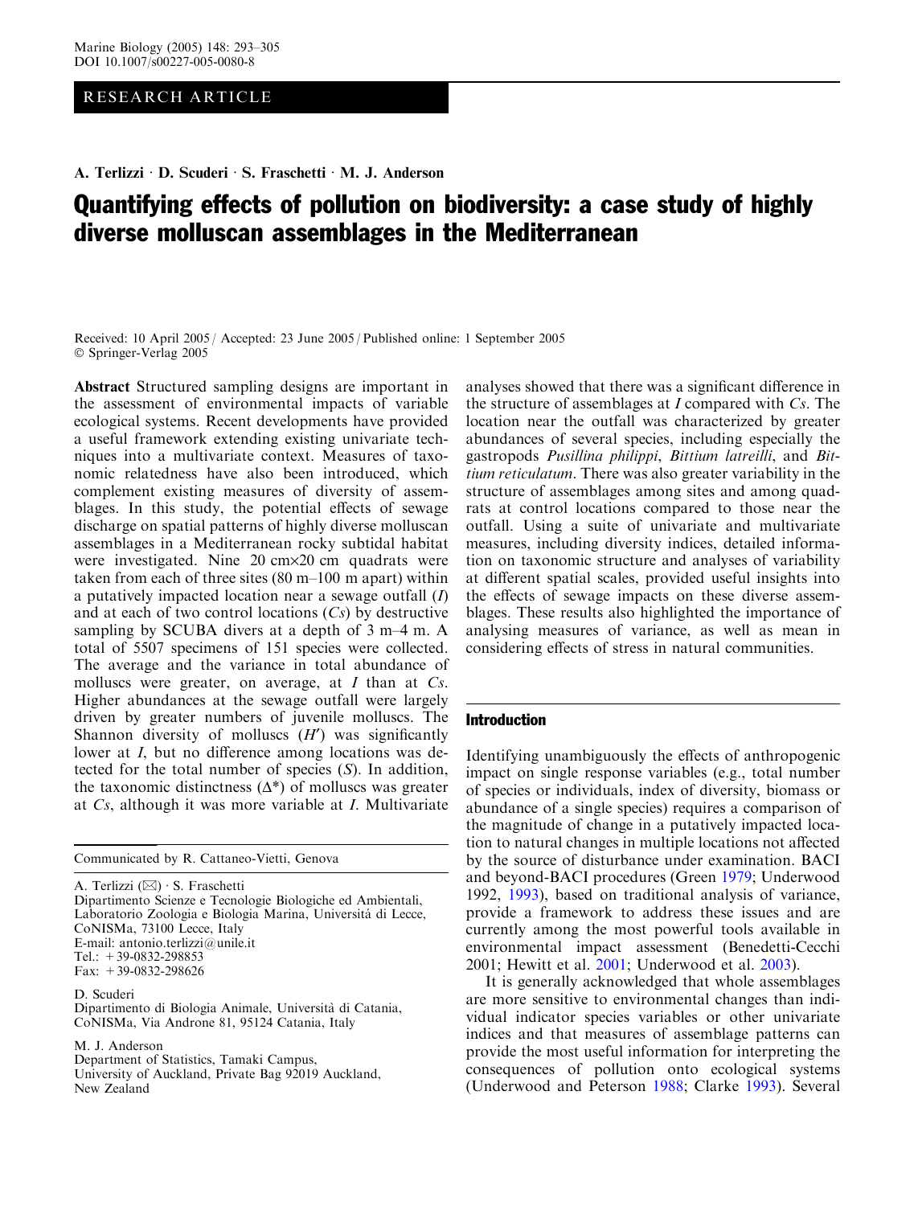RESEARCH ARTICLE

A. Terlizzi · D. Scuderi · S. Fraschetti · M. J. Anderson

# Quantifying effects of pollution on biodiversity: a case study of highly diverse molluscan assemblages in the Mediterranean

Received: 10 April 2005 / Accepted: 23 June 2005 / Published online: 1 September 2005
© Springer-Verlag 2005

**Abstract** Structured sampling designs are important in the assessment of environmental impacts of variable ecological systems. Recent developments have provided a useful framework extending existing univariate techniques into a multivariate context. Measures of taxonomic relatedness have also been introduced, which complement existing measures of diversity of assemblages. In this study, the potential effects of sewage discharge on spatial patterns of highly diverse molluscan assemblages in a Mediterranean rocky subtidal habitat were investigated. Nine 20 cm×20 cm quadrats were taken from each of three sites (80 m–100 m apart) within a putatively impacted location near a sewage outfall (*I*) and at each of two control locations (*Cs*) by destructive sampling by SCUBA divers at a depth of 3 m–4 m. A total of 5507 specimens of 151 species were collected. The average and the variance in total abundance of molluscs were greater, on average, at *I* than at *Cs*. Higher abundances at the sewage outfall were largely driven by greater numbers of juvenile molluscs. The Shannon diversity of molluscs ($H'$) was significantly lower at *I*, but no difference among locations was detected for the total number of species (*S*). In addition, the taxonomic distinctness ($\Delta^*$) of molluscs was greater at *Cs*, although it was more variable at *I*. Multivariate analyses showed that there was a significant difference in the structure of assemblages at *I* compared with *Cs*. The location near the outfall was characterized by greater abundances of several species, including especially the gastropods *Pusillina philippi*, *Bittium latreilli*, and *Bittium reticulatum*. There was also greater variability in the structure of assemblages among sites and among quadrats at control locations compared to those near the outfall. Using a suite of univariate and multivariate measures, including diversity indices, detailed information on taxonomic structure and analyses of variability at different spatial scales, provided useful insights into the effects of sewage impacts on these diverse assemblages. These results also highlighted the importance of analysing measures of variance, as well as mean in considering effects of stress in natural communities.

Communicated by R. Cattaneo-Vietti, Genova

A. Terlizzi (✉) · S. Fraschetti
Dipartimento Scienze e Tecnologie Biologiche ed Ambientali, Laboratorio Zoologia e Biologia Marina, Universitá di Lecce, CoNISMa, 73100 Lecce, Italy
E-mail: antonio.terlizzi@unile.it
Tel.: +39-0832-298853
Fax: +39-0832-298626

D. Scuderi
Dipartimento di Biologia Animale, Università di Catania, CoNISMa, Via Androne 81, 95124 Catania, Italy

M. J. Anderson
Department of Statistics, Tamaki Campus, University of Auckland, Private Bag 92019 Auckland, New Zealand

## Introduction

Identifying unambiguously the effects of anthropogenic impact on single response variables (e.g., total number of species or individuals, index of diversity, biomass or abundance of a single species) requires a comparison of the magnitude of change in a putatively impacted location to natural changes in multiple locations not affected by the source of disturbance under examination. BACI and beyond-BACI procedures (Green 1979; Underwood 1992, 1993), based on traditional analysis of variance, provide a framework to address these issues and are currently among the most powerful tools available in environmental impact assessment (Benedetti-Cecchi 2001; Hewitt et al. 2001; Underwood et al. 2003).

It is generally acknowledged that whole assemblages are more sensitive to environmental changes than individual indicator species variables or other univariate indices and that measures of assemblage patterns can provide the most useful information for interpreting the consequences of pollution onto ecological systems (Underwood and Peterson 1988; Clarke 1993). Several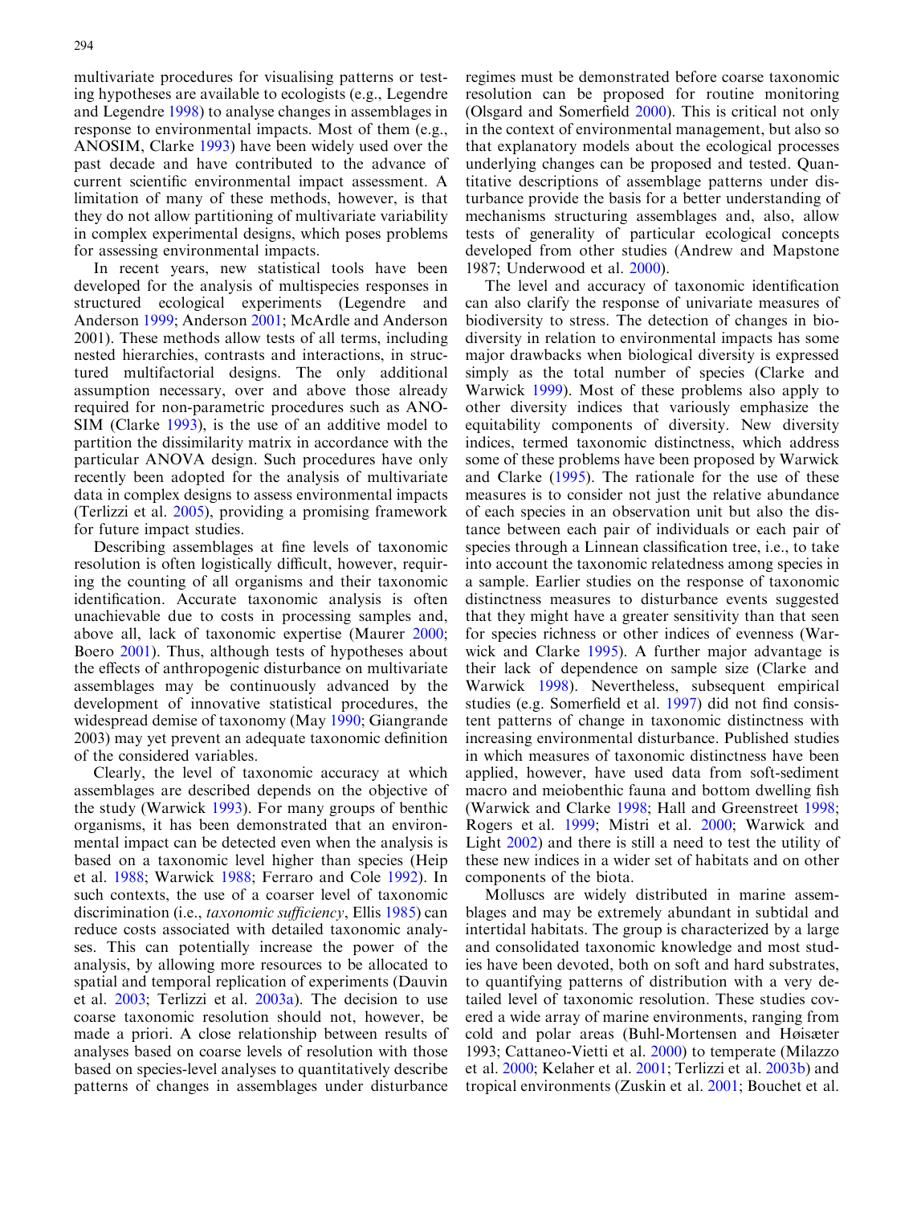multivariate procedures for visualising patterns or testing hypotheses are available to ecologists (e.g., Legendre and Legendre 1998) to analyse changes in assemblages in response to environmental impacts. Most of them (e.g., ANOSIM, Clarke 1993) have been widely used over the past decade and have contributed to the advance of current scientific environmental impact assessment. A limitation of many of these methods, however, is that they do not allow partitioning of multivariate variability in complex experimental designs, which poses problems for assessing environmental impacts.

In recent years, new statistical tools have been developed for the analysis of multispecies responses in structured ecological experiments (Legendre and Anderson 1999; Anderson 2001; McArdle and Anderson 2001). These methods allow tests of all terms, including nested hierarchies, contrasts and interactions, in structured multifactorial designs. The only additional assumption necessary, over and above those already required for non-parametric procedures such as ANOSIM (Clarke 1993), is the use of an additive model to partition the dissimilarity matrix in accordance with the particular ANOVA design. Such procedures have only recently been adopted for the analysis of multivariate data in complex designs to assess environmental impacts (Terlizzi et al. 2005), providing a promising framework for future impact studies.

Describing assemblages at fine levels of taxonomic resolution is often logistically difficult, however, requiring the counting of all organisms and their taxonomic identification. Accurate taxonomic analysis is often unachievable due to costs in processing samples and, above all, lack of taxonomic expertise (Maurer 2000; Boero 2001). Thus, although tests of hypotheses about the effects of anthropogenic disturbance on multivariate assemblages may be continuously advanced by the development of innovative statistical procedures, the widespread demise of taxonomy (May 1990; Giangrande 2003) may yet prevent an adequate taxonomic definition of the considered variables.

Clearly, the level of taxonomic accuracy at which assemblages are described depends on the objective of the study (Warwick 1993). For many groups of benthic organisms, it has been demonstrated that an environmental impact can be detected even when the analysis is based on a taxonomic level higher than species (Heip et al. 1988; Warwick 1988; Ferraro and Cole 1992). In such contexts, the use of a coarser level of taxonomic discrimination (i.e., *taxonomic sufficiency*, Ellis 1985) can reduce costs associated with detailed taxonomic analyses. This can potentially increase the power of the analysis, by allowing more resources to be allocated to spatial and temporal replication of experiments (Dauvin et al. 2003; Terlizzi et al. 2003a). The decision to use coarse taxonomic resolution should not, however, be made a priori. A close relationship between results of analyses based on coarse levels of resolution with those based on species-level analyses to quantitatively describe patterns of changes in assemblages under disturbance regimes must be demonstrated before coarse taxonomic resolution can be proposed for routine monitoring (Olsgard and Somerfield 2000). This is critical not only in the context of environmental management, but also so that explanatory models about the ecological processes underlying changes can be proposed and tested. Quantitative descriptions of assemblage patterns under disturbance provide the basis for a better understanding of mechanisms structuring assemblages and, also, allow tests of generality of particular ecological concepts developed from other studies (Andrew and Mapstone 1987; Underwood et al. 2000).

The level and accuracy of taxonomic identification can also clarify the response of univariate measures of biodiversity to stress. The detection of changes in biodiversity in relation to environmental impacts has some major drawbacks when biological diversity is expressed simply as the total number of species (Clarke and Warwick 1999). Most of these problems also apply to other diversity indices that variously emphasize the equitability components of diversity. New diversity indices, termed taxonomic distinctness, which address some of these problems have been proposed by Warwick and Clarke (1995). The rationale for the use of these measures is to consider not just the relative abundance of each species in an observation unit but also the distance between each pair of individuals or each pair of species through a Linnean classification tree, i.e., to take into account the taxonomic relatedness among species in a sample. Earlier studies on the response of taxonomic distinctness measures to disturbance events suggested that they might have a greater sensitivity than that seen for species richness or other indices of evenness (Warwick and Clarke 1995). A further major advantage is their lack of dependence on sample size (Clarke and Warwick 1998). Nevertheless, subsequent empirical studies (e.g. Somerfield et al. 1997) did not find consistent patterns of change in taxonomic distinctness with increasing environmental disturbance. Published studies in which measures of taxonomic distinctness have been applied, however, have used data from soft-sediment macro and meiobenthic fauna and bottom dwelling fish (Warwick and Clarke 1998; Hall and Greenstreet 1998; Rogers et al. 1999; Mistri et al. 2000; Warwick and Light 2002) and there is still a need to test the utility of these new indices in a wider set of habitats and on other components of the biota.

Molluscs are widely distributed in marine assemblages and may be extremely abundant in subtidal and intertidal habitats. The group is characterized by a large and consolidated taxonomic knowledge and most studies have been devoted, both on soft and hard substrates, to quantifying patterns of distribution with a very detailed level of taxonomic resolution. These studies covered a wide array of marine environments, ranging from cold and polar areas (Buhl-Mortensen and Høisæter 1993; Cattaneo-Vietti et al. 2000) to temperate (Milazzo et al. 2000; Kelaher et al. 2001; Terlizzi et al. 2003b) and tropical environments (Zuskin et al. 2001; Bouchet et al.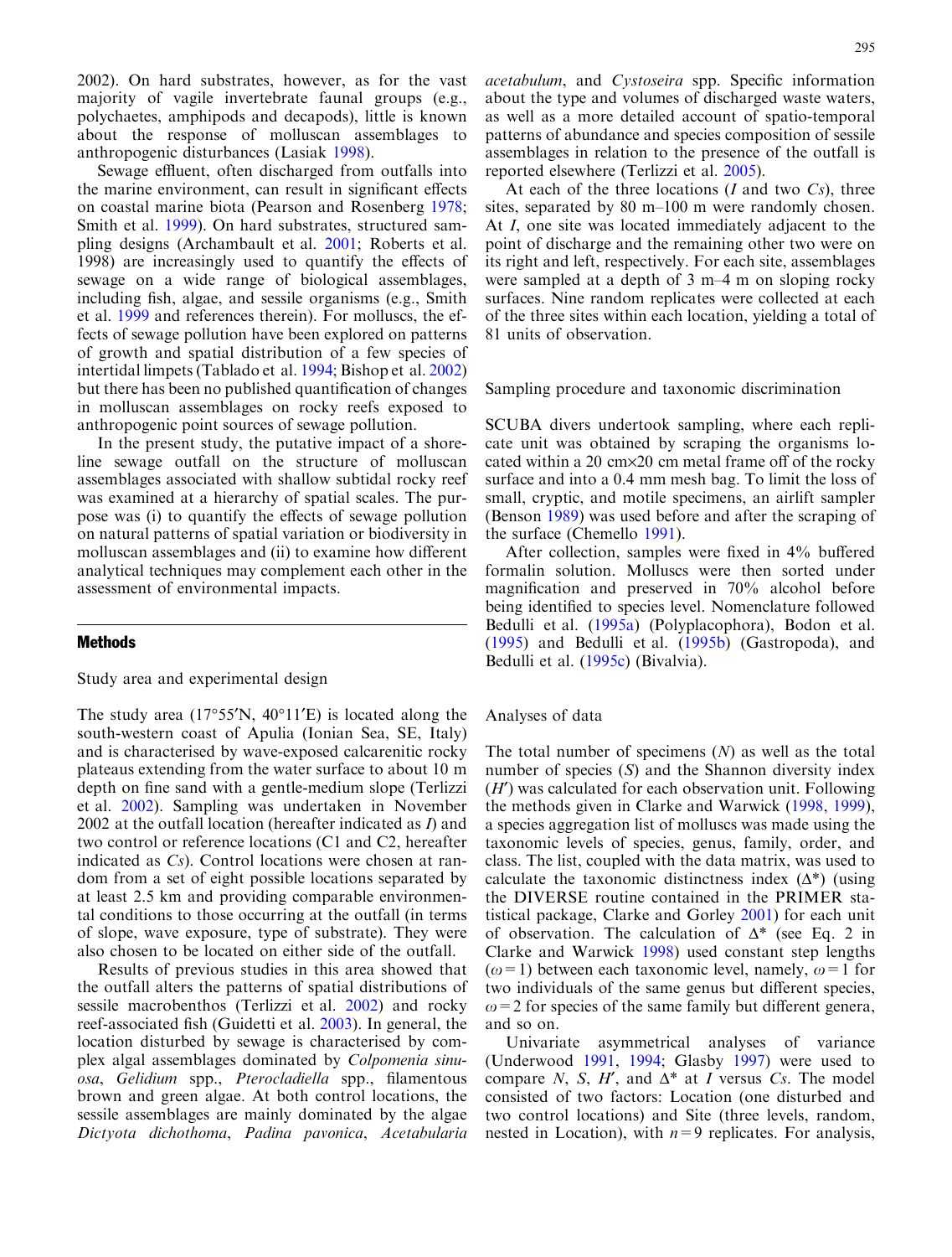2002). On hard substrates, however, as for the vast majority of vagile invertebrate faunal groups (e.g., polychaetes, amphipods and decapods), little is known about the response of molluscan assemblages to anthropogenic disturbances (Lasiak 1998).

Sewage effluent, often discharged from outfalls into the marine environment, can result in significant effects on coastal marine biota (Pearson and Rosenberg 1978; Smith et al. 1999). On hard substrates, structured sampling designs (Archambault et al. 2001; Roberts et al. 1998) are increasingly used to quantify the effects of sewage on a wide range of biological assemblages, including fish, algae, and sessile organisms (e.g., Smith et al. 1999 and references therein). For molluscs, the effects of sewage pollution have been explored on patterns of growth and spatial distribution of a few species of intertidal limpets (Tablado et al. 1994; Bishop et al. 2002) but there has been no published quantification of changes in molluscan assemblages on rocky reefs exposed to anthropogenic point sources of sewage pollution.

In the present study, the putative impact of a shoreline sewage outfall on the structure of molluscan assemblages associated with shallow subtidal rocky reef was examined at a hierarchy of spatial scales. The purpose was (i) to quantify the effects of sewage pollution on natural patterns of spatial variation or biodiversity in molluscan assemblages and (ii) to examine how different analytical techniques may complement each other in the assessment of environmental impacts.

## Methods

### Study area and experimental design

The study area (17°55′N, 40°11′E) is located along the south-western coast of Apulia (Ionian Sea, SE, Italy) and is characterised by wave-exposed calcarenitic rocky plateaus extending from the water surface to about 10 m depth on fine sand with a gentle-medium slope (Terlizzi et al. 2002). Sampling was undertaken in November 2002 at the outfall location (hereafter indicated as *I*) and two control or reference locations (C1 and C2, hereafter indicated as *Cs*). Control locations were chosen at random from a set of eight possible locations separated by at least 2.5 km and providing comparable environmental conditions to those occurring at the outfall (in terms of slope, wave exposure, type of substrate). They were also chosen to be located on either side of the outfall.

Results of previous studies in this area showed that the outfall alters the patterns of spatial distributions of sessile macrobenthos (Terlizzi et al. 2002) and rocky reef-associated fish (Guidetti et al. 2003). In general, the location disturbed by sewage is characterised by complex algal assemblages dominated by *Colpomenia sinuosa*, *Gelidium* spp., *Pterocladiella* spp., filamentous brown and green algae. At both control locations, the sessile assemblages are mainly dominated by the algae *Dictyota dichothoma*, *Padina pavonica*, *Acetabularia acetabulum*, and *Cystoseira* spp. Specific information about the type and volumes of discharged waste waters, as well as a more detailed account of spatio-temporal patterns of abundance and species composition of sessile assemblages in relation to the presence of the outfall is reported elsewhere (Terlizzi et al. 2005).

At each of the three locations (*I* and two *Cs*), three sites, separated by 80 m–100 m were randomly chosen. At *I*, one site was located immediately adjacent to the point of discharge and the remaining other two were on its right and left, respectively. For each site, assemblages were sampled at a depth of 3 m–4 m on sloping rocky surfaces. Nine random replicates were collected at each of the three sites within each location, yielding a total of 81 units of observation.

### Sampling procedure and taxonomic discrimination

SCUBA divers undertook sampling, where each replicate unit was obtained by scraping the organisms located within a 20 cm×20 cm metal frame off of the rocky surface and into a 0.4 mm mesh bag. To limit the loss of small, cryptic, and motile specimens, an airlift sampler (Benson 1989) was used before and after the scraping of the surface (Chemello 1991).

After collection, samples were fixed in 4% buffered formalin solution. Molluscs were then sorted under magnification and preserved in 70% alcohol before being identified to species level. Nomenclature followed Bedulli et al. (1995a) (Polyplacophora), Bodon et al. (1995) and Bedulli et al. (1995b) (Gastropoda), and Bedulli et al. (1995c) (Bivalvia).

### Analyses of data

The total number of specimens (*N*) as well as the total number of species (*S*) and the Shannon diversity index ($H'$) was calculated for each observation unit. Following the methods given in Clarke and Warwick (1998, 1999), a species aggregation list of molluscs was made using the taxonomic levels of species, genus, family, order, and class. The list, coupled with the data matrix, was used to calculate the taxonomic distinctness index ($\Delta^*$) (using the DIVERSE routine contained in the PRIMER statistical package, Clarke and Gorley 2001) for each unit of observation. The calculation of $\Delta^*$ (see Eq. 2 in Clarke and Warwick 1998) used constant step lengths ($\omega = 1$) between each taxonomic level, namely, $\omega = 1$ for two individuals of the same genus but different species, $\omega = 2$ for species of the same family but different genera, and so on.

Univariate asymmetrical analyses of variance (Underwood 1991, 1994; Glasby 1997) were used to compare *N*, *S*, $H'$, and $\Delta^*$ at *I* versus *Cs*. The model consisted of two factors: Location (one disturbed and two control locations) and Site (three levels, random, nested in Location), with $n = 9$ replicates. For analysis,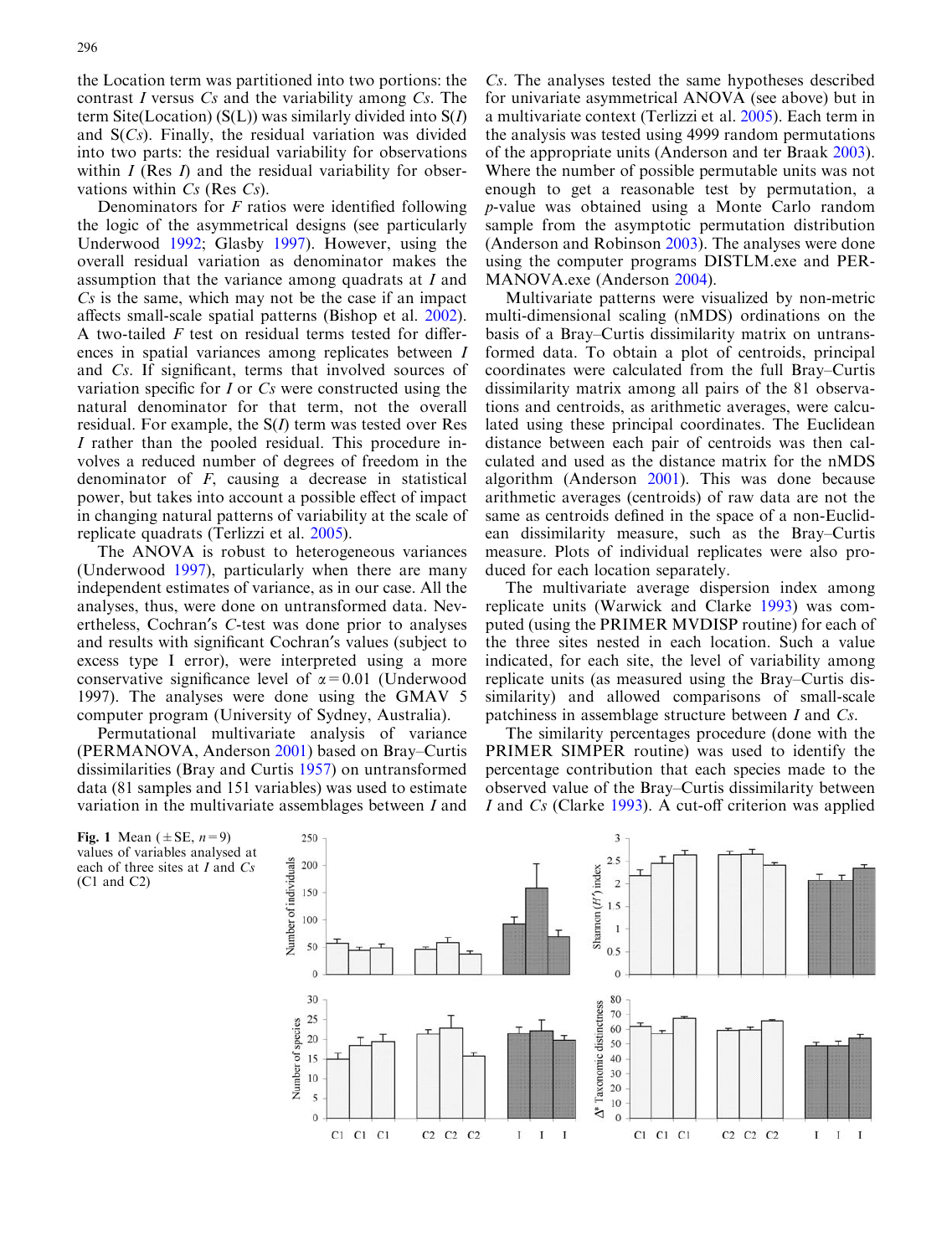the Location term was partitioned into two portions: the contrast *I* versus *Cs* and the variability among *Cs*. The term Site(Location) (S(L)) was similarly divided into S(*I*) and S(*Cs*). Finally, the residual variation was divided into two parts: the residual variability for observations within *I* (Res *I*) and the residual variability for observations within *Cs* (Res *Cs*).

Denominators for *F* ratios were identified following the logic of the asymmetrical designs (see particularly Underwood 1992; Glasby 1997). However, using the overall residual variation as denominator makes the assumption that the variance among quadrats at *I* and *Cs* is the same, which may not be the case if an impact affects small-scale spatial patterns (Bishop et al. 2002). A two-tailed *F* test on residual terms tested for differences in spatial variances among replicates between *I* and *Cs*. If significant, terms that involved sources of variation specific for *I* or *Cs* were constructed using the natural denominator for that term, not the overall residual. For example, the S(*I*) term was tested over Res *I* rather than the pooled residual. This procedure involves a reduced number of degrees of freedom in the denominator of *F*, causing a decrease in statistical power, but takes into account a possible effect of impact in changing natural patterns of variability at the scale of replicate quadrats (Terlizzi et al. 2005).

The ANOVA is robust to heterogeneous variances (Underwood 1997), particularly when there are many independent estimates of variance, as in our case. All the analyses, thus, were done on untransformed data. Nevertheless, Cochran's *C*-test was done prior to analyses and results with significant Cochran's values (subject to excess type I error), were interpreted using a more conservative significance level of $\alpha = 0.01$ (Underwood 1997). The analyses were done using the GMAV 5 computer program (University of Sydney, Australia).

Permutational multivariate analysis of variance (PERMANOVA, Anderson 2001) based on Bray–Curtis dissimilarities (Bray and Curtis 1957) on untransformed data (81 samples and 151 variables) was used to estimate variation in the multivariate assemblages between *I* and *Cs*. The analyses tested the same hypotheses described for univariate asymmetrical ANOVA (see above) but in a multivariate context (Terlizzi et al. 2005). Each term in the analysis was tested using 4999 random permutations of the appropriate units (Anderson and ter Braak 2003). Where the number of possible permutable units was not enough to get a reasonable test by permutation, a *p*-value was obtained using a Monte Carlo random sample from the asymptotic permutation distribution (Anderson and Robinson 2003). The analyses were done using the computer programs DISTLM.exe and PERMANOVA.exe (Anderson 2004).

Multivariate patterns were visualized by non-metric multi-dimensional scaling (nMDS) ordinations on the basis of a Bray–Curtis dissimilarity matrix on untransformed data. To obtain a plot of centroids, principal coordinates were calculated from the full Bray–Curtis dissimilarity matrix among all pairs of the 81 observations and centroids, as arithmetic averages, were calculated using these principal coordinates. The Euclidean distance between each pair of centroids was then calculated and used as the distance matrix for the nMDS algorithm (Anderson 2001). This was done because arithmetic averages (centroids) of raw data are not the same as centroids defined in the space of a non-Euclidean dissimilarity measure, such as the Bray–Curtis measure. Plots of individual replicates were also produced for each location separately.

The multivariate average dispersion index among replicate units (Warwick and Clarke 1993) was computed (using the PRIMER MVDISP routine) for each of the three sites nested in each location. Such a value indicated, for each site, the level of variability among replicate units (as measured using the Bray–Curtis dissimilarity) and allowed comparisons of small-scale patchiness in assemblage structure between *I* and *Cs*.

The similarity percentages procedure (done with the PRIMER SIMPER routine) was used to identify the percentage contribution that each species made to the observed value of the Bray–Curtis dissimilarity between *I* and *Cs* (Clarke 1993). A cut-off criterion was applied

**Fig. 1** Mean (±SE, $n = 9$) values of variables analysed at each of three sites at *I* and *Cs* (C1 and C2)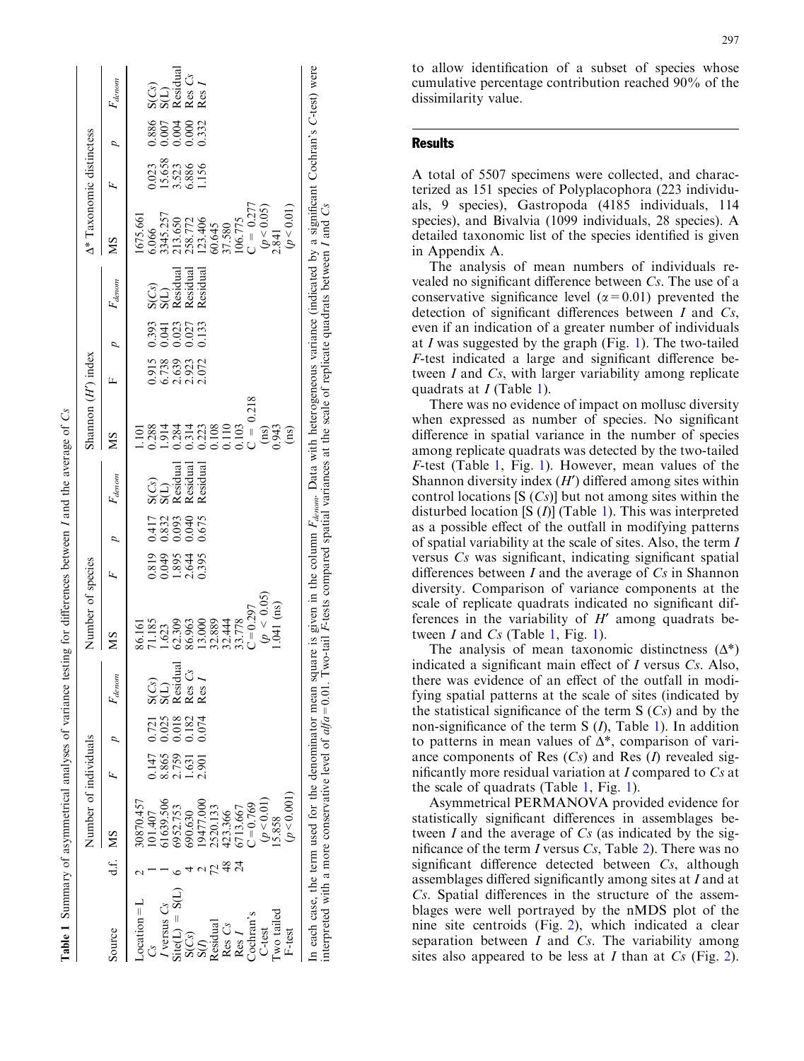**Table 1** Summary of asymmetrical analyses of variance testing for differences between *I* and the average of *Cs*

| Source | d.f. | Number of individuals | | | | Number of species | | | | Shannon ($H'$) index | | | | $\Delta^*$ Taxonomic distinctness | | | |
|---|---|---|---|---|---|---|---|---|---|---|---|---|---|---|---|---|---|
| | | MS | F | p | $F_{denom}$ | MS | F | p | $F_{denom}$ | MS | F | p | $F_{denom}$ | MS | F | p | $F_{denom}$ |
| Location = L | 2 | 30870.457 | | | | 86.161 | | | | 1.101 | | | | 1675.661 | | | |
| *Cs* | 1 | 101.407 | 0.147 | 0.721 | S(*Cs*) | 71.185 | 0.819 | 0.417 | S(*Cs*) | 0.288 | 0.915 | 0.393 | S(*Cs*) | 6.066 | 0.023 | 0.886 | S(*Cs*) |
| *I* versus *Cs* | 1 | 61639.506 | 8.865 | 0.025 | S(L) | 1.623 | 0.049 | 0.832 | S(L) | 1.914 | 6.738 | 0.041 | S(L) | 3345.257 | 15.658 | 0.007 | S(L) |
| Site(L) = S(L) | 6 | 6952.753 | 2.759 | 0.018 | Residual | 62.309 | 1.895 | 0.093 | Residual | 0.284 | 2.639 | 0.023 | Residual | 213.650 | 3.523 | 0.004 | Residual |
| S(*Cs*) | 4 | 690.630 | 1.631 | 0.182 | Res *Cs* | 86.963 | 2.644 | 0.040 | Residual | 0.314 | 2.923 | 0.027 | Residual | 258.772 | 6.886 | 0.000 | Res *Cs* |
| S(*I*) | 2 | 19477.000 | 2.901 | 0.074 | Res *I* | 13.000 | 0.395 | 0.675 | Residual | 0.223 | 2.072 | 0.133 | Residual | 123.406 | 1.156 | 0.332 | Res *I* |
| Residual | 72 | 2520.133 | | | | 32.889 | | | | 0.108 | | | | 60.645 | | | |
| Res *Cs* | 48 | 423.366 | | | | 32.444 | | | | 0.110 | | | | 37.580 | | | |
| Res *I* | 24 | 6713.667 | | | | 33.778 | | | | 0.103 | | | | 106.775 | | | |
| Cochran's | | C = 0.769 | | | | C = 0.297 | | | | C = 0.218 | | | | C = 0.277 | | | |
| C-test | | ($p < 0.01$) | | | | ($p < 0.05$) | | | | (ns) | | | | ($p < 0.05$) | | | |
| Two tailed | | 15.858 | | | | 1.041 (ns) | | | | 0.943 | | | | 2.841 | | | |
| F-test | | ($p < 0.001$) | | | | | | | | (ns) | | | | ($p < 0.01$) | | | |

In each case, the term used for the denominator mean square is given in the column $F_{denom}$. Data with heterogeneous variance (indicated by a significant Cochran's *C*-test) were interpreted with a more conservative level of $alfa = 0.01$. Two-tail *F*-tests compared spatial variances at the scale of replicate quadrats between *I* and *Cs*

to allow identification of a subset of species whose cumulative percentage contribution reached 90% of the dissimilarity value.

## Results

A total of 5507 specimens were collected, and characterized as 151 species of Polyplacophora (223 individuals, 9 species), Gastropoda (4185 individuals, 114 species), and Bivalvia (1099 individuals, 28 species). A detailed taxonomic list of the species identified is given in Appendix A.

The analysis of mean numbers of individuals revealed no significant difference between *Cs*. The use of a conservative significance level ($\alpha = 0.01$) prevented the detection of significant differences between *I* and *Cs*, even if an indication of a greater number of individuals at *I* was suggested by the graph (Fig. 1). The two-tailed *F*-test indicated a large and significant difference between *I* and *Cs*, with larger variability among replicate quadrats at *I* (Table 1).

There was no evidence of impact on mollusc diversity when expressed as number of species. No significant difference in spatial variance in the number of species among replicate quadrats was detected by the two-tailed *F*-test (Table 1, Fig. 1). However, mean values of the Shannon diversity index ($H'$) differed among sites within control locations [S (*Cs*)] but not among sites within the disturbed location [S (*I*)] (Table 1). This was interpreted as a possible effect of the outfall in modifying patterns of spatial variability at the scale of sites. Also, the term *I* versus *Cs* was significant, indicating significant spatial differences between *I* and the average of *Cs* in Shannon diversity. Comparison of variance components at the scale of replicate quadrats indicated no significant differences in the variability of $H'$ among quadrats between *I* and *Cs* (Table 1, Fig. 1).

The analysis of mean taxonomic distinctness ($\Delta^*$) indicated a significant main effect of *I* versus *Cs*. Also, there was evidence of an effect of the outfall in modifying spatial patterns at the scale of sites (indicated by the statistical significance of the term S (*Cs*) and by the non-significance of the term S (*I*), Table 1). In addition to patterns in mean values of $\Delta^*$, comparison of variance components of Res (*Cs*) and Res (*I*) revealed significantly more residual variation at *I* compared to *Cs* at the scale of quadrats (Table 1, Fig. 1).

Asymmetrical PERMANOVA provided evidence for statistically significant differences in assemblages between *I* and the average of *Cs* (as indicated by the significance of the term *I* versus *Cs*, Table 2). There was no significant difference detected between *Cs*, although assemblages differed significantly among sites at *I* and at *Cs*. Spatial differences in the structure of the assemblages were well portrayed by the nMDS plot of the nine site centroids (Fig. 2), which indicated a clear separation between *I* and *Cs*. The variability among sites also appeared to be less at *I* than at *Cs* (Fig. 2).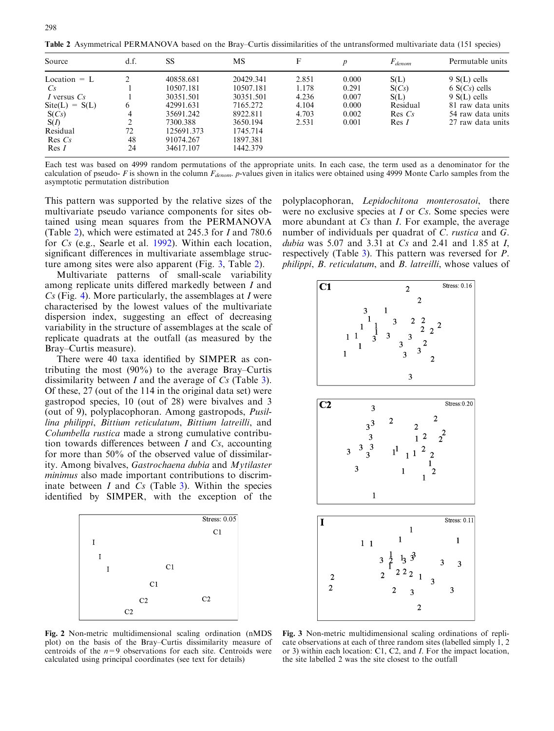**Table 2** Asymmetrical PERMANOVA based on the Bray–Curtis dissimilarities of the untransformed multivariate data (151 species)

| Source | d.f. | SS | MS | F | *p* | $F_{denom}$ | Permutable units |
|---|---|---|---|---|---|---|---|
| Location = L | 2 | 40858.681 | 20429.341 | 2.851 | 0.000 | S(L) | 9 S(L) cells |
| *Cs* | 1 | 10507.181 | 10507.181 | 1.178 | 0.291 | S(*Cs*) | 6 S(*Cs*) cells |
| *I* versus *Cs* | 1 | 30351.501 | 30351.501 | 4.236 | 0.007 | S(L) | 9 S(L) cells |
| Site(L) = S(L) | 6 | 42991.631 | 7165.272 | 4.104 | 0.000 | Residual | 81 raw data units |
| S(*Cs*) | 4 | 35691.242 | 8922.811 | 4.703 | 0.002 | Res *Cs* | 54 raw data units |
| S(*I*) | 2 | 7300.388 | 3650.194 | 2.531 | 0.001 | Res *I* | 27 raw data units |
| Residual | 72 | 125691.373 | 1745.714 | | | | |
| Res *Cs* | 48 | 91074.267 | 1897.381 | | | | |
| Res *I* | 24 | 34617.107 | 1442.379 | | | | |

Each test was based on 4999 random permutations of the appropriate units. In each case, the term used as a denominator for the calculation of pseudo- $F$ is shown in the column $F_{denom}$. *p*-values given in italics were obtained using 4999 Monte Carlo samples from the asymptotic permutation distribution

This pattern was supported by the relative sizes of the multivariate pseudo variance components for sites obtained using mean squares from the PERMANOVA (Table 2), which were estimated at 245.3 for *I* and 780.6 for *Cs* (e.g., Searle et al. 1992). Within each location, significant differences in multivariate assemblage structure among sites were also apparent (Fig. 3, Table 2).

Multivariate patterns of small-scale variability among replicate units differed markedly between *I* and *Cs* (Fig. 4). More particularly, the assemblages at *I* were characterised by the lowest values of the multivariate dispersion index, suggesting an effect of decreasing variability in the structure of assemblages at the scale of replicate quadrats at the outfall (as measured by the Bray–Curtis measure).

There were 40 taxa identified by SIMPER as contributing the most (90%) to the average Bray–Curtis dissimilarity between *I* and the average of *Cs* (Table 3). Of these, 27 (out of the 114 in the original data set) were gastropod species, 10 (out of 28) were bivalves and 3 (out of 9), polyplacophoran. Among gastropods, *Pusillina philippi*, *Bittium reticulatum*, *Bittium latreilli*, and *Columbella rustica* made a strong cumulative contribution towards differences between *I* and *Cs*, accounting for more than 50% of the observed value of dissimilarity. Among bivalves, *Gastrochaena dubia* and *Mytilaster minimus* also made important contributions to discriminate between *I* and *Cs* (Table 3). Within the species identified by SIMPER, with the exception of the polyplacophoran, *Lepidochitona monterosatoi*, there were no exclusive species at *I* or *Cs*. Some species were more abundant at *Cs* than *I*. For example, the average number of individuals per quadrat of *C. rustica* and *G. dubia* was 5.07 and 3.31 at *Cs* and 2.41 and 1.85 at *I*, respectively (Table 3). This pattern was reversed for *P. philippi*, *B. reticulatum*, and *B. latreilli*, whose values of

**Fig. 2** Non-metric multidimensional scaling ordination (nMDS plot) on the basis of the Bray–Curtis dissimilarity measure of centroids of the $n=9$ observations for each site. Centroids were calculated using principal coordinates (see text for details)

**Fig. 3** Non-metric multidimensional scaling ordinations of replicate observations at each of three random sites (labelled simply 1, 2 or 3) within each location: C1, C2, and I. For the impact location, the site labelled 2 was the site closest to the outfall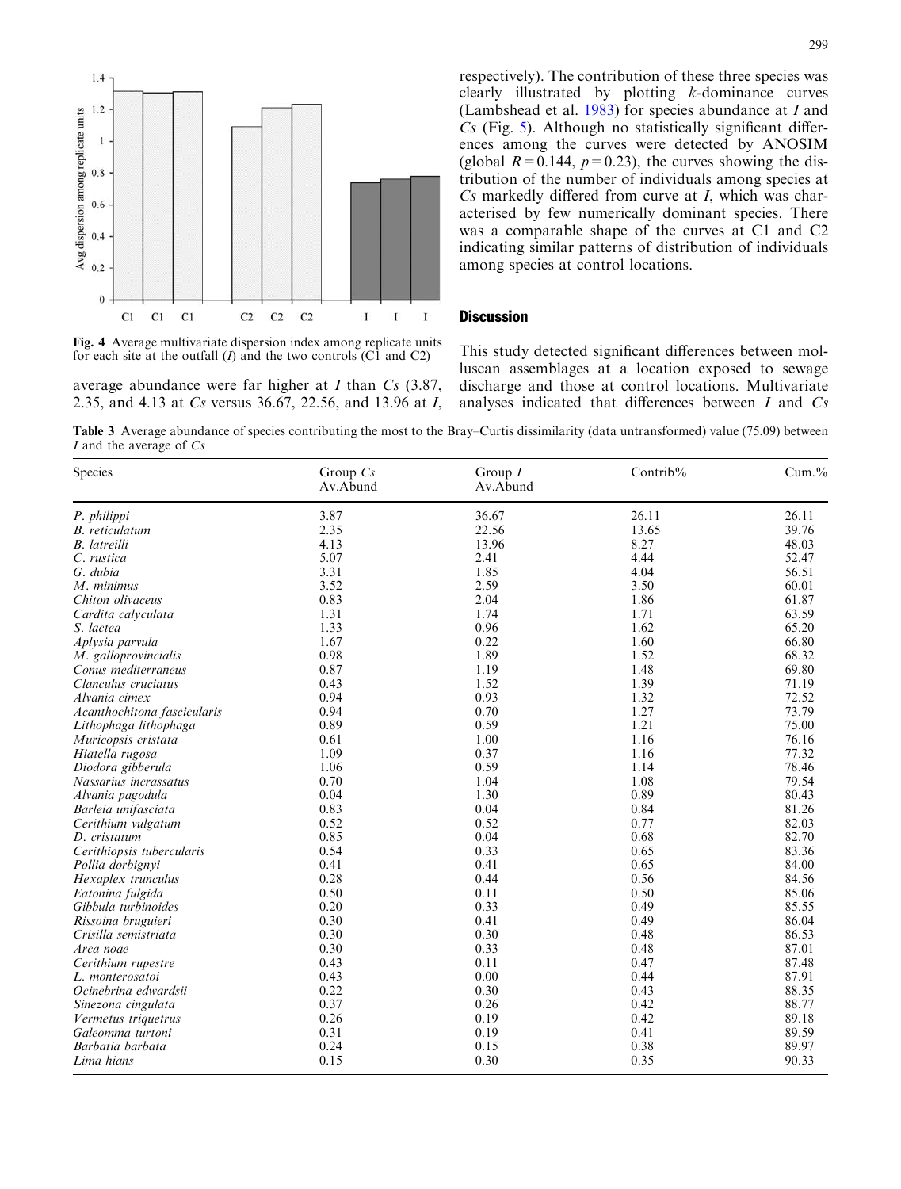Fig. 4 Average multivariate dispersion index among replicate units for each site at the outfall (*I*) and the two controls (C1 and C2)

average abundance were far higher at *I* than *Cs* (3.87, 2.35, and 4.13 at *Cs* versus 36.67, 22.56, and 13.96 at *I*, respectively). The contribution of these three species was clearly illustrated by plotting *k*-dominance curves (Lambshead et al. 1983) for species abundance at *I* and *Cs* (Fig. 5). Although no statistically significant differences among the curves were detected by ANOSIM (global $R = 0.144$, $p = 0.23$), the curves showing the distribution of the number of individuals among species at *Cs* markedly differed from curve at *I*, which was characterised by few numerically dominant species. There was a comparable shape of the curves at C1 and C2 indicating similar patterns of distribution of individuals among species at control locations.

## Discussion

This study detected significant differences between molluscan assemblages at a location exposed to sewage discharge and those at control locations. Multivariate analyses indicated that differences between *I* and *Cs*

**Table 3** Average abundance of species contributing the most to the Bray–Curtis dissimilarity (data untransformed) value (75.09) between *I* and the average of *Cs*

| Species | Group *Cs* Av.Abund | Group *I* Av.Abund | Contrib% | Cum.% |
|---|---|---|---|---|
| *P. philippi* | 3.87 | 36.67 | 26.11 | 26.11 |
| *B. reticulatum* | 2.35 | 22.56 | 13.65 | 39.76 |
| *B. latreilli* | 4.13 | 13.96 | 8.27 | 48.03 |
| *C. rustica* | 5.07 | 2.41 | 4.44 | 52.47 |
| *G. dubia* | 3.31 | 1.85 | 4.04 | 56.51 |
| *M. minimus* | 3.52 | 2.59 | 3.50 | 60.01 |
| *Chiton olivaceus* | 0.83 | 2.04 | 1.86 | 61.87 |
| *Cardita calyculata* | 1.31 | 1.74 | 1.71 | 63.59 |
| *S. lactea* | 1.33 | 0.96 | 1.62 | 65.20 |
| *Aplysia parvula* | 1.67 | 0.22 | 1.60 | 66.80 |
| *M. galloprovincialis* | 0.98 | 1.89 | 1.52 | 68.32 |
| *Conus mediterraneus* | 0.87 | 1.19 | 1.48 | 69.80 |
| *Clanculus cruciatus* | 0.43 | 1.52 | 1.39 | 71.19 |
| *Alvania cimex* | 0.94 | 0.93 | 1.32 | 72.52 |
| *Acanthochitona fascicularis* | 0.94 | 0.70 | 1.27 | 73.79 |
| *Lithophaga lithophaga* | 0.89 | 0.59 | 1.21 | 75.00 |
| *Muricopsis cristata* | 0.61 | 1.00 | 1.16 | 76.16 |
| *Hiatella rugosa* | 1.09 | 0.37 | 1.16 | 77.32 |
| *Diodora gibberula* | 1.06 | 0.59 | 1.14 | 78.46 |
| *Nassarius incrassatus* | 0.70 | 1.04 | 1.08 | 79.54 |
| *Alvania pagodula* | 0.04 | 1.30 | 0.89 | 80.43 |
| *Barleia unifasciata* | 0.83 | 0.04 | 0.84 | 81.26 |
| *Cerithium vulgatum* | 0.52 | 0.52 | 0.77 | 82.03 |
| *D. cristatum* | 0.85 | 0.04 | 0.68 | 82.70 |
| *Cerithiopsis tubercularis* | 0.54 | 0.33 | 0.65 | 83.36 |
| *Pollia dorbignyi* | 0.41 | 0.41 | 0.65 | 84.00 |
| *Hexaplex trunculus* | 0.28 | 0.44 | 0.56 | 84.56 |
| *Eatonina fulgida* | 0.50 | 0.11 | 0.50 | 85.06 |
| *Gibbula turbinoides* | 0.20 | 0.33 | 0.49 | 85.55 |
| *Rissoina bruguieri* | 0.30 | 0.41 | 0.49 | 86.04 |
| *Crisilla semistriata* | 0.30 | 0.30 | 0.48 | 86.53 |
| *Arca noae* | 0.30 | 0.33 | 0.48 | 87.01 |
| *Cerithium rupestre* | 0.43 | 0.11 | 0.47 | 87.48 |
| *L. monterosatoi* | 0.43 | 0.00 | 0.44 | 87.91 |
| *Ocinebrina edwardsii* | 0.22 | 0.30 | 0.43 | 88.35 |
| *Sinezona cingulata* | 0.37 | 0.26 | 0.42 | 88.77 |
| *Vermetus triquetrus* | 0.26 | 0.19 | 0.42 | 89.18 |
| *Galeomma turtoni* | 0.31 | 0.19 | 0.41 | 89.59 |
| *Barbatia barbata* | 0.24 | 0.15 | 0.38 | 89.97 |
| *Lima hians* | 0.15 | 0.30 | 0.35 | 90.33 |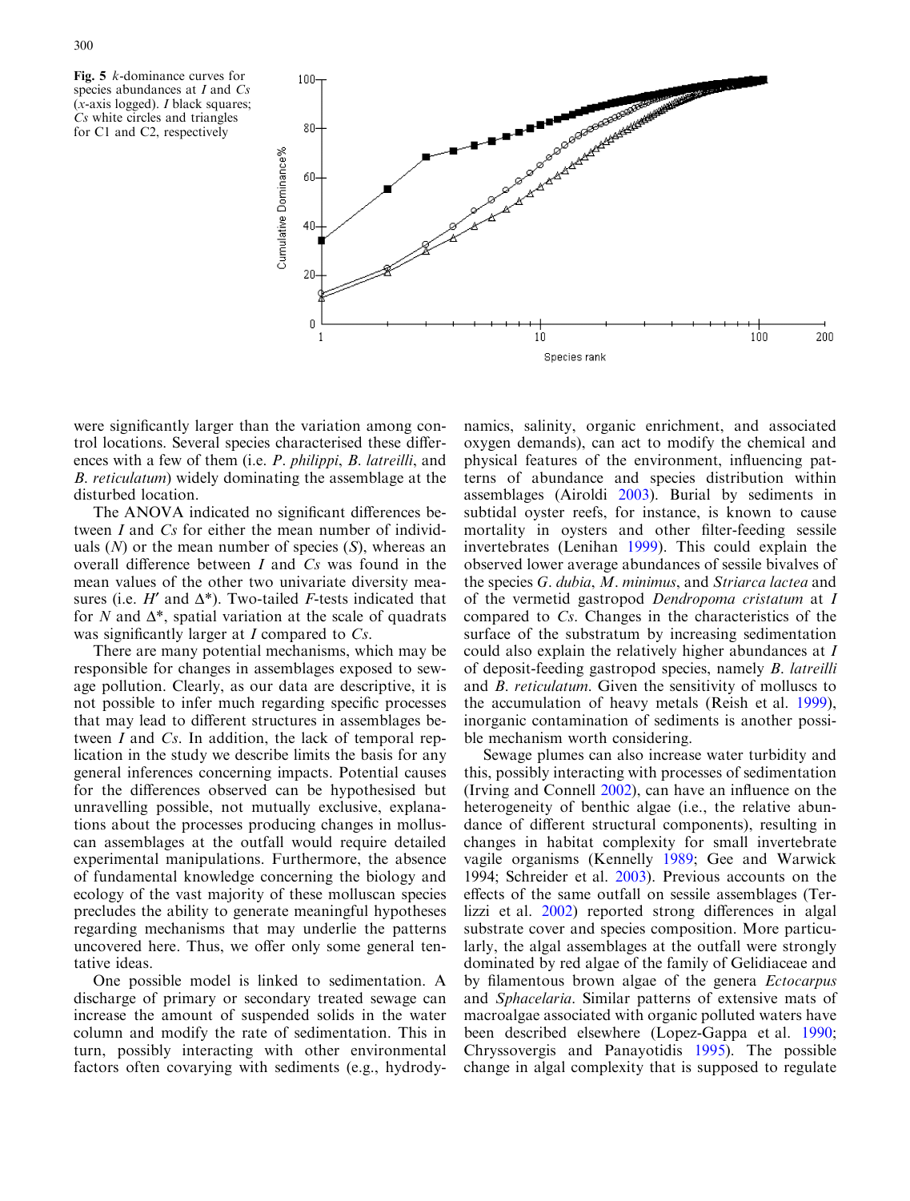**Fig. 5** *k*-dominance curves for species abundances at *I* and *Cs* (*x*-axis logged). *I* black squares; *Cs* white circles and triangles for C1 and C2, respectively

were significantly larger than the variation among control locations. Several species characterised these differences with a few of them (i.e. *P. philippi*, *B. latreilli*, and *B. reticulatum*) widely dominating the assemblage at the disturbed location.

The ANOVA indicated no significant differences between *I* and *Cs* for either the mean number of individuals ($N$) or the mean number of species ($S$), whereas an overall difference between *I* and *Cs* was found in the mean values of the other two univariate diversity measures (i.e. $H'$ and $\Delta^*$). Two-tailed $F$-tests indicated that for $N$ and $\Delta^*$, spatial variation at the scale of quadrats was significantly larger at *I* compared to *Cs*.

There are many potential mechanisms, which may be responsible for changes in assemblages exposed to sewage pollution. Clearly, as our data are descriptive, it is not possible to infer much regarding specific processes that may lead to different structures in assemblages between *I* and *Cs*. In addition, the lack of temporal replication in the study we describe limits the basis for any general inferences concerning impacts. Potential causes for the differences observed can be hypothesised but unravelling possible, not mutually exclusive, explanations about the processes producing changes in molluscan assemblages at the outfall would require detailed experimental manipulations. Furthermore, the absence of fundamental knowledge concerning the biology and ecology of the vast majority of these molluscan species precludes the ability to generate meaningful hypotheses regarding mechanisms that may underlie the patterns uncovered here. Thus, we offer only some general tentative ideas.

One possible model is linked to sedimentation. A discharge of primary or secondary treated sewage can increase the amount of suspended solids in the water column and modify the rate of sedimentation. This in turn, possibly interacting with other environmental factors often covarying with sediments (e.g., hydrodynamics, salinity, organic enrichment, and associated oxygen demands), can act to modify the chemical and physical features of the environment, influencing patterns of abundance and species distribution within assemblages (Airoldi 2003). Burial by sediments in subtidal oyster reefs, for instance, is known to cause mortality in oysters and other filter-feeding sessile invertebrates (Lenihan 1999). This could explain the observed lower average abundances of sessile bivalves of the species *G. dubia*, *M. minimus*, and *Striarca lactea* and of the vermetid gastropod *Dendropoma cristatum* at *I* compared to *Cs*. Changes in the characteristics of the surface of the substratum by increasing sedimentation could also explain the relatively higher abundances at *I* of deposit-feeding gastropod species, namely *B. latreilli* and *B. reticulatum*. Given the sensitivity of molluscs to the accumulation of heavy metals (Reish et al. 1999), inorganic contamination of sediments is another possible mechanism worth considering.

Sewage plumes can also increase water turbidity and this, possibly interacting with processes of sedimentation (Irving and Connell 2002), can have an influence on the heterogeneity of benthic algae (i.e., the relative abundance of different structural components), resulting in changes in habitat complexity for small invertebrate vagile organisms (Kennelly 1989; Gee and Warwick 1994; Schreider et al. 2003). Previous accounts on the effects of the same outfall on sessile assemblages (Terlizzi et al. 2002) reported strong differences in algal substrate cover and species composition. More particularly, the algal assemblages at the outfall were strongly dominated by red algae of the family of Gelidiaceae and by filamentous brown algae of the genera *Ectocarpus* and *Sphacelaria*. Similar patterns of extensive mats of macroalgae associated with organic polluted waters have been described elsewhere (Lopez-Gappa et al. 1990; Chryssovergis and Panayotidis 1995). The possible change in algal complexity that is supposed to regulate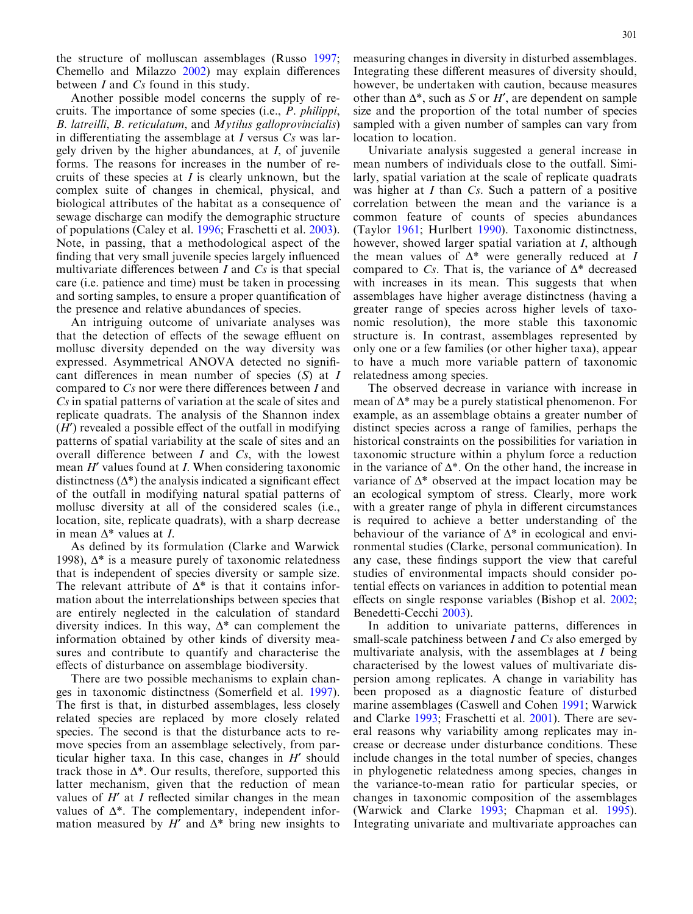the structure of molluscan assemblages (Russo 1997; Chemello and Milazzo 2002) may explain differences between *I* and *Cs* found in this study.

Another possible model concerns the supply of recruits. The importance of some species (i.e., *P. philippi*, *B. latreilli*, *B. reticulatum*, and *Mytilus galloprovincialis*) in differentiating the assemblage at *I* versus *Cs* was largely driven by the higher abundances, at *I*, of juvenile forms. The reasons for increases in the number of recruits of these species at *I* is clearly unknown, but the complex suite of changes in chemical, physical, and biological attributes of the habitat as a consequence of sewage discharge can modify the demographic structure of populations (Caley et al. 1996; Fraschetti et al. 2003). Note, in passing, that a methodological aspect of the finding that very small juvenile species largely influenced multivariate differences between *I* and *Cs* is that special care (i.e. patience and time) must be taken in processing and sorting samples, to ensure a proper quantification of the presence and relative abundances of species.

An intriguing outcome of univariate analyses was that the detection of effects of the sewage effluent on mollusc diversity depended on the way diversity was expressed. Asymmetrical ANOVA detected no significant differences in mean number of species (*S*) at *I* compared to *Cs* nor were there differences between *I* and *Cs* in spatial patterns of variation at the scale of sites and replicate quadrats. The analysis of the Shannon index ($H'$) revealed a possible effect of the outfall in modifying patterns of spatial variability at the scale of sites and an overall difference between *I* and *Cs*, with the lowest mean $H'$ values found at *I*. When considering taxonomic distinctness ($\Delta^*$) the analysis indicated a significant effect of the outfall in modifying natural spatial patterns of mollusc diversity at all of the considered scales (i.e., location, site, replicate quadrats), with a sharp decrease in mean $\Delta^*$ values at *I*.

As defined by its formulation (Clarke and Warwick 1998), $\Delta^*$ is a measure purely of taxonomic relatedness that is independent of species diversity or sample size. The relevant attribute of $\Delta^*$ is that it contains information about the interrelationships between species that are entirely neglected in the calculation of standard diversity indices. In this way, $\Delta^*$ can complement the information obtained by other kinds of diversity measures and contribute to quantify and characterise the effects of disturbance on assemblage biodiversity.

There are two possible mechanisms to explain changes in taxonomic distinctness (Somerfield et al. 1997). The first is that, in disturbed assemblages, less closely related species are replaced by more closely related species. The second is that the disturbance acts to remove species from an assemblage selectively, from particular higher taxa. In this case, changes in $H'$ should track those in $\Delta^*$. Our results, therefore, supported this latter mechanism, given that the reduction of mean values of $H'$ at *I* reflected similar changes in the mean values of $\Delta^*$. The complementary, independent information measured by $H'$ and $\Delta^*$ bring new insights to measuring changes in diversity in disturbed assemblages. Integrating these different measures of diversity should, however, be undertaken with caution, because measures other than $\Delta^*$, such as *S* or $H'$, are dependent on sample size and the proportion of the total number of species sampled with a given number of samples can vary from location to location.

Univariate analysis suggested a general increase in mean numbers of individuals close to the outfall. Similarly, spatial variation at the scale of replicate quadrats was higher at *I* than *Cs*. Such a pattern of a positive correlation between the mean and the variance is a common feature of counts of species abundances (Taylor 1961; Hurlbert 1990). Taxonomic distinctness, however, showed larger spatial variation at *I*, although the mean values of $\Delta^*$ were generally reduced at *I* compared to *Cs*. That is, the variance of $\Delta^*$ decreased with increases in its mean. This suggests that when assemblages have higher average distinctness (having a greater range of species across higher levels of taxonomic resolution), the more stable this taxonomic structure is. In contrast, assemblages represented by only one or a few families (or other higher taxa), appear to have a much more variable pattern of taxonomic relatedness among species.

The observed decrease in variance with increase in mean of $\Delta^*$ may be a purely statistical phenomenon. For example, as an assemblage obtains a greater number of distinct species across a range of families, perhaps the historical constraints on the possibilities for variation in taxonomic structure within a phylum force a reduction in the variance of $\Delta^*$. On the other hand, the increase in variance of $\Delta^*$ observed at the impact location may be an ecological symptom of stress. Clearly, more work with a greater range of phyla in different circumstances is required to achieve a better understanding of the behaviour of the variance of $\Delta^*$ in ecological and environmental studies (Clarke, personal communication). In any case, these findings support the view that careful studies of environmental impacts should consider potential effects on variances in addition to potential mean effects on single response variables (Bishop et al. 2002; Benedetti-Cecchi 2003).

In addition to univariate patterns, differences in small-scale patchiness between *I* and *Cs* also emerged by multivariate analysis, with the assemblages at *I* being characterised by the lowest values of multivariate dispersion among replicates. A change in variability has been proposed as a diagnostic feature of disturbed marine assemblages (Caswell and Cohen 1991; Warwick and Clarke 1993; Fraschetti et al. 2001). There are several reasons why variability among replicates may increase or decrease under disturbance conditions. These include changes in the total number of species, changes in phylogenetic relatedness among species, changes in the variance-to-mean ratio for particular species, or changes in taxonomic composition of the assemblages (Warwick and Clarke 1993; Chapman et al. 1995). Integrating univariate and multivariate approaches can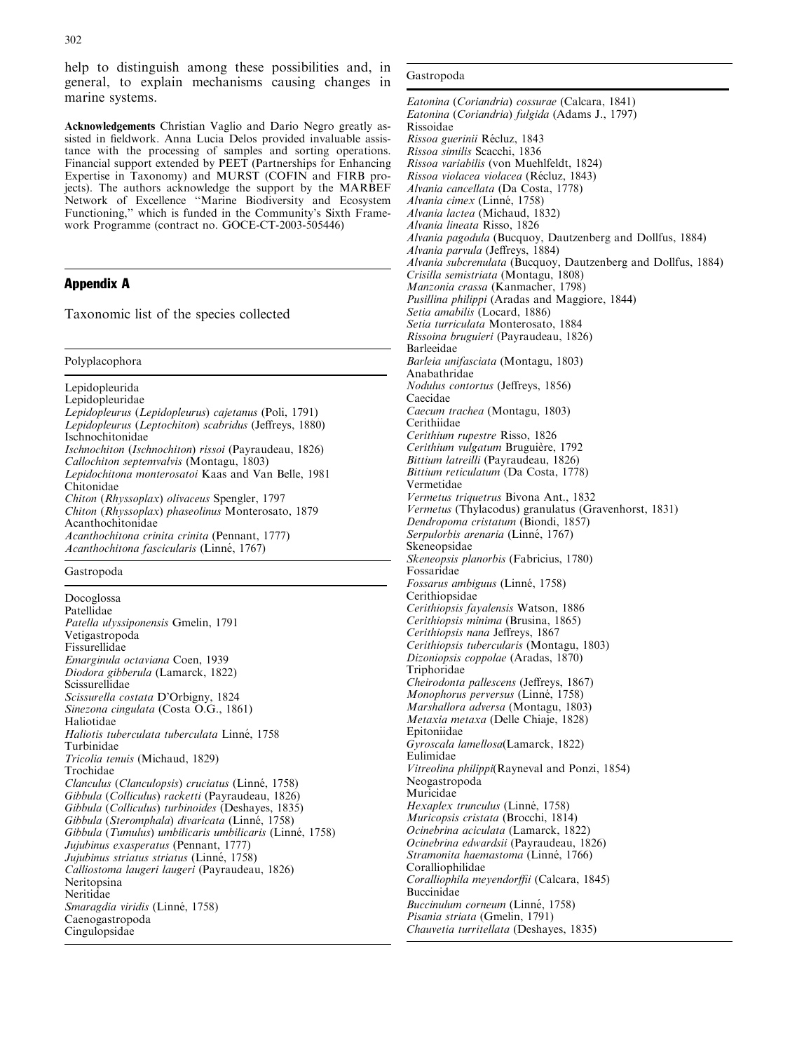help to distinguish among these possibilities and, in general, to explain mechanisms causing changes in marine systems.

**Acknowledgements** Christian Vaglio and Dario Negro greatly assisted in fieldwork. Anna Lucia Delos provided invaluable assistance with the processing of samples and sorting operations. Financial support extended by PEET (Partnerships for Enhancing Expertise in Taxonomy) and MURST (COFIN and FIRB projects). The authors acknowledge the support by the MARBEF Network of Excellence "Marine Biodiversity and Ecosystem Functioning," which is funded in the Community's Sixth Framework Programme (contract no. GOCE-CT-2003-505446)

## Appendix A

Taxonomic list of the species collected

**Polyplacophora**

Lepidopleurida
Lepidopleuridae
*Lepidopleurus* (*Lepidopleurus*) *cajetanus* (Poli, 1791)
*Lepidopleurus* (*Leptochiton*) *scabridus* (Jeffreys, 1880)
Ischnochitonidae
*Ischnochiton* (*Ischnochiton*) *rissoi* (Payraudeau, 1826)
*Callochiton septemvalvis* (Montagu, 1803)
*Lepidochitona monterosatoi* Kaas and Van Belle, 1981
Chitonidae
*Chiton* (*Rhyssoplax*) *olivaceus* Spengler, 1797
*Chiton* (*Rhyssoplax*) *phaseolinus* Monterosato, 1879
Acanthochitonidae
*Acanthochitona crinita crinita* (Pennant, 1777)
*Acanthochitona fascicularis* (Linné, 1767)

**Gastropoda**

Docoglossa
Patellidae
*Patella ulyssiponensis* Gmelin, 1791
Vetigastropoda
Fissurellidae
*Emarginula octaviana* Coen, 1939
*Diodora gibberula* (Lamarck, 1822)
Scissurellidae
*Scissurella costata* D'Orbigny, 1824
*Sinezona cingulata* (Costa O.G., 1861)
Haliotidae
*Haliotis tuberculata tuberculata* Linné, 1758
Turbinidae
*Tricolia tenuis* (Michaud, 1829)
Trochidae
*Clanculus* (*Clanculopsis*) *cruciatus* (Linné, 1758)
*Gibbula* (*Colliculus*) *racketti* (Payraudeau, 1826)
*Gibbula* (*Colliculus*) *turbinoides* (Deshayes, 1835)
*Gibbula* (*Steromphala*) *divaricata* (Linné, 1758)
*Gibbula* (*Tumulus*) *umbilicaris umbilicaris* (Linné, 1758)
*Jujubinus exasperatus* (Pennant, 1777)
*Jujubinus striatus striatus* (Linné, 1758)
*Calliostoma laugeri laugeri* (Payraudeau, 1826)
Neritopsina
Neritidae
*Smaragdia viridis* (Linné, 1758)
Caenogastropoda
Cingulopsidae

**Gastropoda**

*Eatonina* (*Coriandria*) *cossurae* (Calcara, 1841)
*Eatonina* (*Coriandria*) *fulgida* (Adams J., 1797)
Rissoidae
*Rissoa guerinii* Récluz, 1843
*Rissoa similis* Scacchi, 1836
*Rissoa variabilis* (von Muehlfeldt, 1824)
*Rissoa violacea violacea* (Récluz, 1843)
*Alvania cancellata* (Da Costa, 1778)
*Alvania cimex* (Linné, 1758)
*Alvania lactea* (Michaud, 1832)
*Alvania lineata* Risso, 1826
*Alvania pagodula* (Bucquoy, Dautzenberg and Dollfus, 1884)
*Alvania parvula* (Jeffreys, 1884)
*Alvania subcrenulata* (Bucquoy, Dautzenberg and Dollfus, 1884)
*Crisilla semistriata* (Montagu, 1808)
*Manzonia crassa* (Kanmacher, 1798)
*Pusillina philippi* (Aradas and Maggiore, 1844)
*Setia amabilis* (Locard, 1886)
*Setia turriculata* Monterosato, 1884
*Rissoina bruguieri* (Payraudeau, 1826)
Barleeidae
*Barleia unifasciata* (Montagu, 1803)
Anabathridae
*Nodulus contortus* (Jeffreys, 1856)
Caecidae
*Caecum trachea* (Montagu, 1803)
Cerithiidae
*Cerithium rupestre* Risso, 1826
*Cerithium vulgatum* Bruguière, 1792
*Bittium latreilli* (Payraudeau, 1826)
*Bittium reticulatum* (Da Costa, 1778)
Vermetidae
*Vermetus triquetrus* Bivona Ant., 1832
*Vermetus* (Thylacodus) granulatus (Gravenhorst, 1831)
*Dendropoma cristatum* (Biondi, 1857)
*Serpulorbis arenaria* (Linné, 1767)
Skeneopsidae
*Skeneopsis planorbis* (Fabricius, 1780)
Fossaridae
*Fossarus ambiguus* (Linné, 1758)
Cerithiopsidae
*Cerithiopsis fayalensis* Watson, 1886
*Cerithiopsis minima* (Brusina, 1865)
*Cerithiopsis nana* Jeffreys, 1867
*Cerithiopsis tubercularis* (Montagu, 1803)
*Dizoniopsis coppolae* (Aradas, 1870)
Triphoridae
*Cheirodonta pallescens* (Jeffreys, 1867)
*Monophorus perversus* (Linné, 1758)
*Marshallora adversa* (Montagu, 1803)
*Metaxia metaxa* (Delle Chiaje, 1828)
Epitoniidae
*Gyroscala lamellosa*(Lamarck, 1822)
Eulimidae
*Vitreolina philippi*(Rayneval and Ponzi, 1854)
Neogastropoda
Muricidae
*Hexaplex trunculus* (Linné, 1758)
*Muricopsis cristata* (Brocchi, 1814)
*Ocinebrina aciculata* (Lamarck, 1822)
*Ocinebrina edwardsii* (Payraudeau, 1826)
*Stramonita haemastoma* (Linné, 1766)
Coralliophilidae
*Coralliophila meyendorffii* (Calcara, 1845)
Buccinidae
*Buccinulum corneum* (Linné, 1758)
*Pisania striata* (Gmelin, 1791)
*Chauvetia turritellata* (Deshayes, 1835)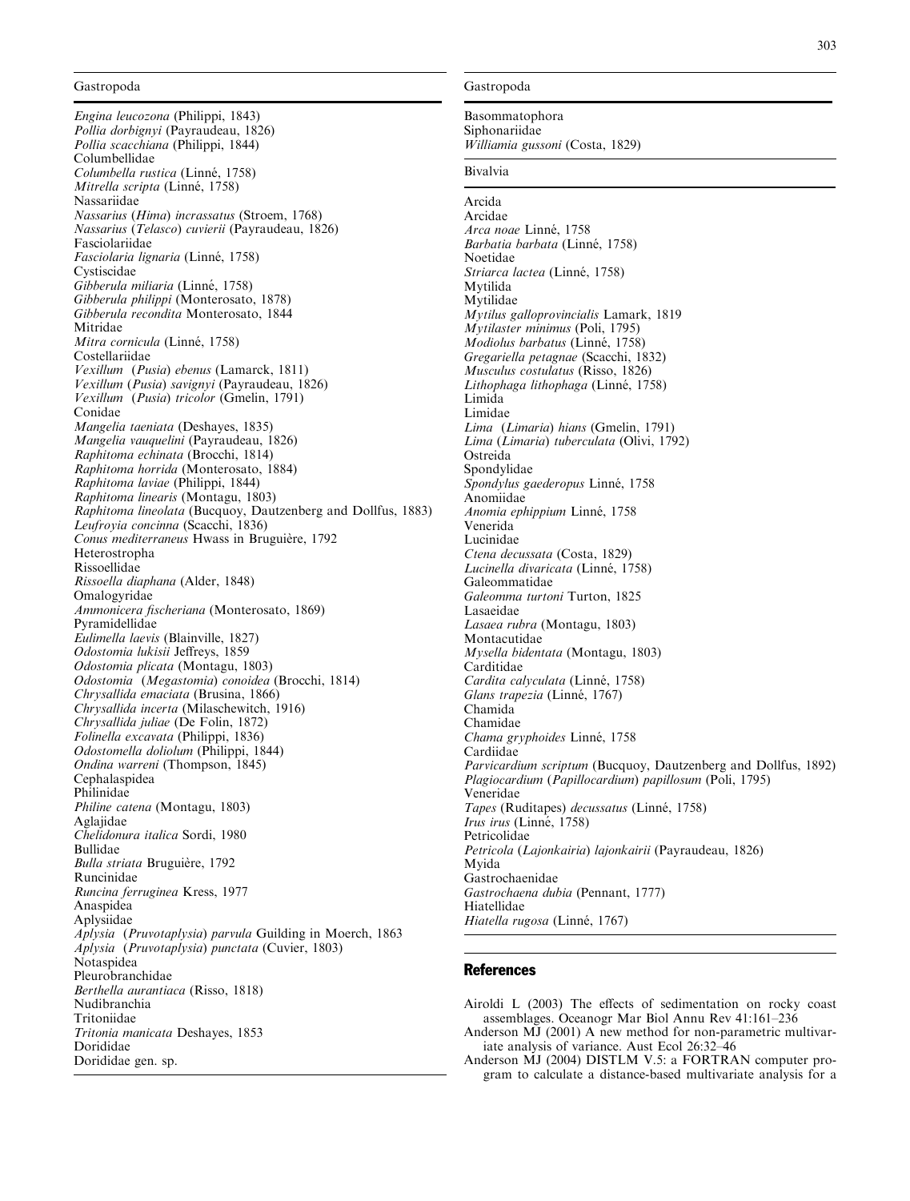Gastropoda

*Engina leucozona* (Philippi, 1843)
*Pollia dorbignyi* (Payraudeau, 1826)
*Pollia scacchiana* (Philippi, 1844)
Columbellidae
*Columbella rustica* (Linné, 1758)
*Mitrella scripta* (Linné, 1758)
Nassariidae
*Nassarius* (*Hima*) *incrassatus* (Stroem, 1768)
*Nassarius* (*Telasco*) *cuvierii* (Payraudeau, 1826)
Fasciolariidae
*Fasciolaria lignaria* (Linné, 1758)
Cystiscidae
*Gibberula miliaria* (Linné, 1758)
*Gibberula philippi* (Monterosato, 1878)
*Gibberula recondita* Monterosato, 1844
Mitridae
*Mitra cornicula* (Linné, 1758)
Costellariidae
*Vexillum* (*Pusia*) *ebenus* (Lamarck, 1811)
*Vexillum* (*Pusia*) *savignyi* (Payraudeau, 1826)
*Vexillum* (*Pusia*) *tricolor* (Gmelin, 1791)
Conidae
*Mangelia taeniata* (Deshayes, 1835)
*Mangelia vauquelini* (Payraudeau, 1826)
*Raphitoma echinata* (Brocchi, 1814)
*Raphitoma horrida* (Monterosato, 1884)
*Raphitoma laviae* (Philippi, 1844)
*Raphitoma linearis* (Montagu, 1803)
*Raphitoma lineolata* (Bucquoy, Dautzenberg and Dollfus, 1883)
*Leufroyia concinna* (Scacchi, 1836)
*Conus mediterraneus* Hwass in Bruguière, 1792
Heterostropha
Rissoellidae
*Rissoella diaphana* (Alder, 1848)
Omalogyridae
*Ammonicera fischeriana* (Monterosato, 1869)
Pyramidellidae
*Eulimella laevis* (Blainville, 1827)
*Odostomia lukisii* Jeffreys, 1859
*Odostomia plicata* (Montagu, 1803)
*Odostomia* (*Megastomia*) *conoidea* (Brocchi, 1814)
*Chrysallida emaciata* (Brusina, 1866)
*Chrysallida incerta* (Milaschewitch, 1916)
*Chrysallida juliae* (De Folin, 1872)
*Folinella excavata* (Philippi, 1836)
*Odostomella doliolum* (Philippi, 1844)
*Ondina warreni* (Thompson, 1845)
Cephalaspidea
Philinidae
*Philine catena* (Montagu, 1803)
Aglajidae
*Chelidonura italica* Sordi, 1980
Bullidae
*Bulla striata* Bruguière, 1792
Runcinidae
*Runcina ferruginea* Kress, 1977
Anaspidea
Aplysiidae
*Aplysia* (*Pruvotaplysia*) *parvula* Guilding in Moerch, 1863
*Aplysia* (*Pruvotaplysia*) *punctata* (Cuvier, 1803)
Notaspidea
Pleurobranchidae
*Berthella aurantiaca* (Risso, 1818)
Nudibranchia
Tritoniidae
*Tritonia manicata* Deshayes, 1853
Dorididae
Dorididae gen. sp.

Gastropoda

Basommatophora
Siphonariidae
*Williamia gussoni* (Costa, 1829)

Bivalvia

Arcida
Arcidae
*Arca noae* Linné, 1758
*Barbatia barbata* (Linné, 1758)
Noetidae
*Striarca lactea* (Linné, 1758)
Mytilida
Mytilidae
*Mytilus galloprovincialis* Lamark, 1819
*Mytilaster minimus* (Poli, 1795)
*Modiolus barbatus* (Linné, 1758)
*Gregariella petagnae* (Scacchi, 1832)
*Musculus costulatus* (Risso, 1826)
*Lithophaga lithophaga* (Linné, 1758)
Limida
Limidae
*Lima* (*Limaria*) *hians* (Gmelin, 1791)
*Lima* (*Limaria*) *tuberculata* (Olivi, 1792)
Ostreida
Spondylidae
*Spondylus gaederopus* Linné, 1758
Anomiidae
*Anomia ephippium* Linné, 1758
Venerida
Lucinidae
*Ctena decussata* (Costa, 1829)
*Lucinella divaricata* (Linné, 1758)
Galeommatidae
*Galeomma turtoni* Turton, 1825
Lasaeidae
*Lasaea rubra* (Montagu, 1803)
Montacutidae
*Mysella bidentata* (Montagu, 1803)
Carditidae
*Cardita calyculata* (Linné, 1758)
*Glans trapezia* (Linné, 1767)
Chamida
Chamidae
*Chama gryphoides* Linné, 1758
Cardiidae
*Parvicardium scriptum* (Bucquoy, Dautzenberg and Dollfus, 1892)
*Plagiocardium* (*Papillocardium*) *papillosum* (Poli, 1795)
Veneridae
*Tapes* (Ruditapes) *decussatus* (Linné, 1758)
*Irus irus* (Linné, 1758)
Petricolidae
*Petricola* (*Lajonkairia*) *lajonkairii* (Payraudeau, 1826)
Myida
Gastrochaenidae
*Gastrochaena dubia* (Pennant, 1777)
Hiatellidae
*Hiatella rugosa* (Linné, 1767)

## References

Airoldi L (2003) The effects of sedimentation on rocky coast assemblages. Oceanogr Mar Biol Annu Rev 41:161–236

Anderson MJ (2001) A new method for non-parametric multivariate analysis of variance. Aust Ecol 26:32–46

Anderson MJ (2004) DISTLM V.5: a FORTRAN computer program to calculate a distance-based multivariate analysis for a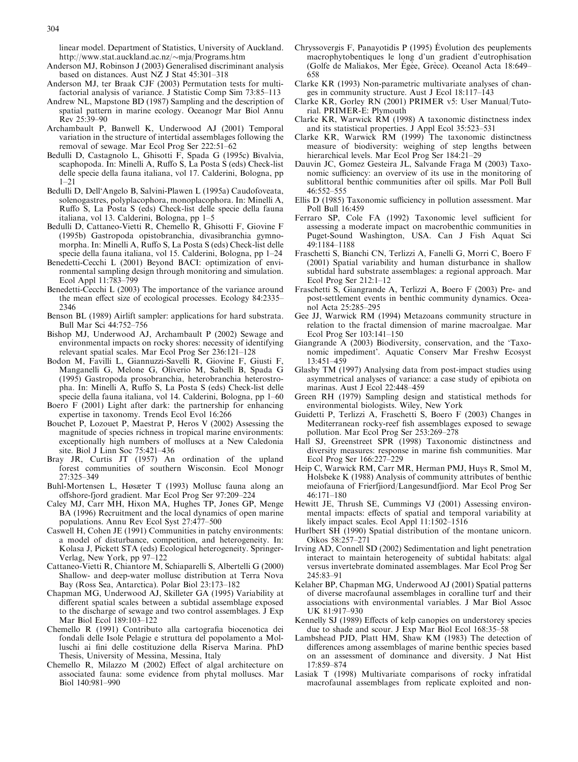linear model. Department of Statistics, University of Auckland. http://www.stat.auckland.ac.nz/~mja/Programs.htm

Anderson MJ, Robinson J (2003) Generalised discriminant analysis based on distances. Aust NZ J Stat 45:301–318

Anderson MJ, ter Braak CJF (2003) Permutation tests for multifactorial analysis of variance. J Statistic Comp Sim 73:85–113

Andrew NL, Mapstone BD (1987) Sampling and the description of spatial pattern in marine ecology. Oceanogr Mar Biol Annu Rev 25:39–90

Archambault P, Banwell K, Underwood AJ (2001) Temporal variation in the structure of intertidal assemblages following the removal of sewage. Mar Ecol Prog Ser 222:51–62

Bedulli D, Castagnolo L, Ghisotti F, Spada G (1995c) Bivalvia, scaphopoda. In: Minelli A, Ruffo S, La Posta S (eds) Check-list delle specie della fauna italiana, vol 17. Calderini, Bologna, pp 1–21

Bedulli D, Dell'Angelo B, Salvini-Plawen L (1995a) Caudofoveata, solenogastres, polyplacophora, monoplacophora. In: Minelli A, Ruffo S, La Posta S (eds) Check-list delle specie della fauna italiana, vol 13. Calderini, Bologna, pp 1–5

Bedulli D, Cattaneo-Vietti R, Chemello R, Ghisotti F, Giovine F (1995b) Gastropoda opistobranchia, divasibranchia gymnomorpha. In: Minelli A, Ruffo S, La Posta S (eds) Check-list delle specie della fauna italiana, vol 15. Calderini, Bologna, pp 1–24

Benedetti-Cecchi L (2001) Beyond BACI: optimization of environmental sampling design through monitoring and simulation. Ecol Appl 11:783–799

Benedetti-Cecchi L (2003) The importance of the variance around the mean effect size of ecological processes. Ecology 84:2335–2346

Benson BL (1989) Airlift sampler: applications for hard substrata. Bull Mar Sci 44:752–756

Bishop MJ, Underwood AJ, Archambault P (2002) Sewage and environmental impacts on rocky shores: necessity of identifying relevant spatial scales. Mar Ecol Prog Ser 236:121–128

Bodon M, Favilli L, Giannuzzi-Savelli R, Giovine F, Giusti F, Manganelli G, Melone G, Oliverio M, Sabelli B, Spada G (1995) Gastropoda prosobranchia, heterobranchia heterostropha. In: Minelli A, Ruffo S, La Posta S (eds) Check-list delle specie della fauna italiana, vol 14. Calderini, Bologna, pp 1–60

Boero F (2001) Light after dark: the partnership for enhancing expertise in taxonomy. Trends Ecol Evol 16:266

Bouchet P, Lozouet P, Maestrat P, Heros V (2002) Assessing the magnitude of species richness in tropical marine environments: exceptionally high numbers of molluscs at a New Caledonia site. Biol J Linn Soc 75:421–436

Bray JR, Curtis JT (1957) An ordination of the upland forest communities of southern Wisconsin. Ecol Monogr 27:325–349

Buhl-Mortensen L, Høisæter T (1993) Mollusc fauna along an offshore-fjord gradient. Mar Ecol Prog Ser 97:209–224

Caley MJ, Carr MH, Hixon MA, Hughes TP, Jones GP, Menge BA (1996) Recruitment and the local dynamics of open marine populations. Annu Rev Ecol Syst 27:477–500

Caswell H, Cohen JE (1991) Communities in patchy environments: a model of disturbance, competition, and heterogeneity. In: Kolasa J, Pickett STA (eds) Ecological heterogeneity. Springer-Verlag, New York, pp 97–122

Cattaneo-Vietti R, Chiantore M, Schiaparelli S, Albertelli G (2000) Shallow- and deep-water mollusc distribution at Terra Nova Bay (Ross Sea, Antarctica). Polar Biol 23:173–182

Chapman MG, Underwood AJ, Skilleter GA (1995) Variability at different spatial scales between a subtidal assemblage exposed to the discharge of sewage and two control assemblages. J Exp Mar Biol Ecol 189:103–122

Chemello R (1991) Contributo alla cartografia biocenotica dei fondali delle Isole Pelagie e struttura del popolamento a Molluschi ai fini delle costituzione della Riserva Marina. PhD Thesis, University of Messina, Messina, Italy

Chemello R, Milazzo M (2002) Effect of algal architecture on associated fauna: some evidence from phytal molluscs. Mar Biol 140:981–990

Chryssovergis F, Panayotidis P (1995) Évolution des peuplements macrophytobentiques le long d'un gradient d'eutrophisation (Golfe de Maliakos, Mer Égée, Grèce). Oceanol Acta 18:649–658

Clarke KR (1993) Non-parametric multivariate analyses of changes in community structure. Aust J Ecol 18:117–143

Clarke KR, Gorley RN (2001) PRIMER v5: User Manual/Tutorial. PRIMER-E: Plymouth

Clarke KR, Warwick RM (1998) A taxonomic distinctness index and its statistical properties. J Appl Ecol 35:523–531

Clarke KR, Warwick RM (1999) The taxonomic distinctness measure of biodiversity: weighing of step lengths between hierarchical levels. Mar Ecol Prog Ser 184:21–29

Dauvin JC, Gomez Gesteira JL, Salvande Fraga M (2003) Taxonomic sufficiency: an overview of its use in the monitoring of sublittoral benthic communities after oil spills. Mar Poll Bull 46:552–555

Ellis D (1985) Taxonomic sufficiency in pollution assessment. Mar Poll Bull 16:459

Ferraro SP, Cole FA (1992) Taxonomic level sufficient for assessing a moderate impact on macrobenthic communities in Puget-Sound Washington, USA. Can J Fish Aquat Sci 49:1184–1188

Fraschetti S, Bianchi CN, Terlizzi A, Fanelli G, Morri C, Boero F (2001) Spatial variability and human disturbance in shallow subtidal hard substrate assemblages: a regional approach. Mar Ecol Prog Ser 212:1–12

Fraschetti S, Giangrande A, Terlizzi A, Boero F (2003) Pre- and post-settlement events in benthic community dynamics. Oceanol Acta 25:285–295

Gee JJ, Warwick RM (1994) Metazoans community structure in relation to the fractal dimension of marine macroalgae. Mar Ecol Prog Ser 103:141–150

Giangrande A (2003) Biodiversity, conservation, and the 'Taxonomic impediment'. Aquatic Conserv Mar Freshw Ecosyst 13:451–459

Glasby TM (1997) Analysing data from post-impact studies using asymmetrical analyses of variance: a case study of epibiota on marinas. Aust J Ecol 22:448–459

Green RH (1979) Sampling design and statistical methods for environmental biologists. Wiley, New York

Guidetti P, Terlizzi A, Fraschetti S, Boero F (2003) Changes in Mediterranean rocky-reef fish assemblages exposed to sewage pollution. Mar Ecol Prog Ser 253:269–278

Hall SJ, Greenstreet SPR (1998) Taxonomic distinctness and diversity measures: response in marine fish communities. Mar Ecol Prog Ser 166:227–229

Heip C, Warwick RM, Carr MR, Herman PMJ, Huys R, Smol M, Holsbeke K (1988) Analysis of community attributes of benthic meiofauna of Frierfjiord/Langesundfjiord. Mar Ecol Prog Ser 46:171–180

Hewitt JE, Thrush SE, Cummings VJ (2001) Assessing environmental impacts: effects of spatial and temporal variability at likely impact scales. Ecol Appl 11:1502–1516

Hurlbert SH (1990) Spatial distribution of the montane unicorn. Oikos 58:257–271

Irving AD, Connell SD (2002) Sedimentation and light penetration interact to maintain heterogeneity of subtidal habitats: algal versus invertebrate dominated assemblages. Mar Ecol Prog Ser 245:83–91

Kelaher BP, Chapman MG, Underwood AJ (2001) Spatial patterns of diverse macrofaunal assemblages in coralline turf and their associations with environmental variables. J Mar Biol Assoc UK 81:917–930

Kennelly SJ (1989) Effects of kelp canopies on understorey species due to shade and scour. J Exp Mar Biol Ecol 168:35–58

Lambshead PJD, Platt HM, Shaw KM (1983) The detection of differences among assemblages of marine benthic species based on an assessment of dominance and diversity. J Nat Hist 17:859–874

Lasiak T (1998) Multivariate comparisons of rocky infratidal macrofaunal assemblages from replicate exploited and non-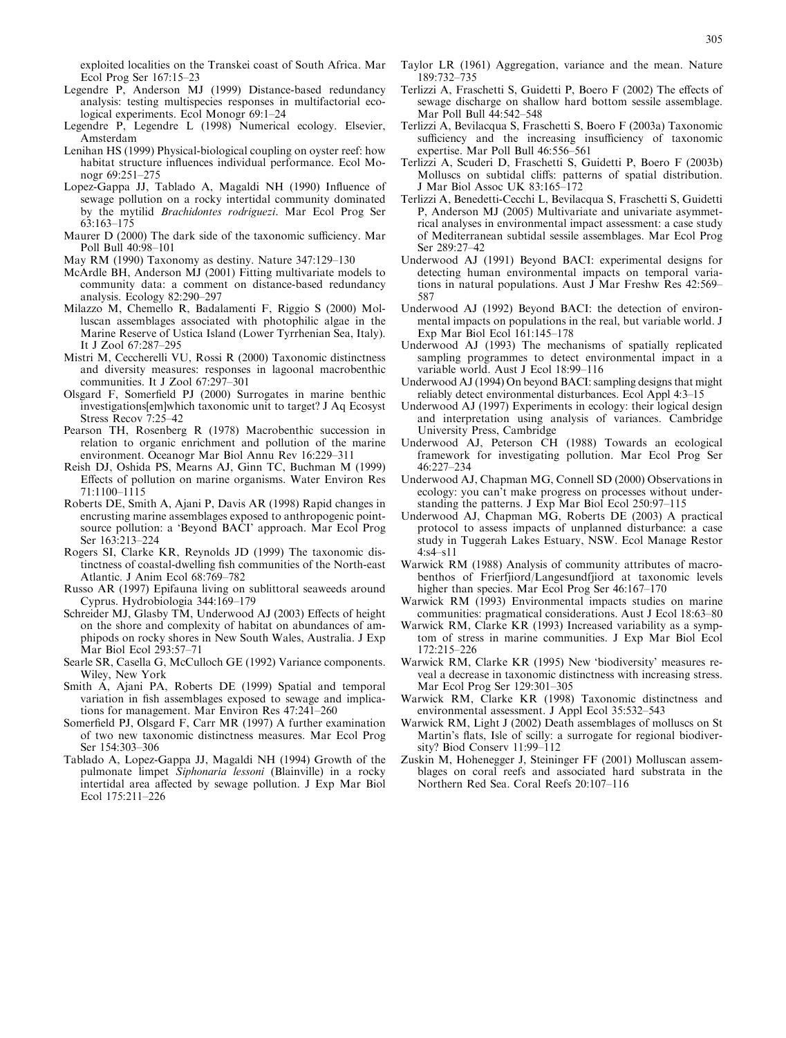exploited localities on the Transkei coast of South Africa. Mar Ecol Prog Ser 167:15–23

Legendre P, Anderson MJ (1999) Distance-based redundancy analysis: testing multispecies responses in multifactorial ecological experiments. Ecol Monogr 69:1–24

Legendre P, Legendre L (1998) Numerical ecology. Elsevier, Amsterdam

Lenihan HS (1999) Physical-biological coupling on oyster reef: how habitat structure influences individual performance. Ecol Monogr 69:251–275

Lopez-Gappa JJ, Tablado A, Magaldi NH (1990) Influence of sewage pollution on a rocky intertidal community dominated by the mytilid *Brachidontes rodriguezi*. Mar Ecol Prog Ser 63:163–175

Maurer D (2000) The dark side of the taxonomic sufficiency. Mar Poll Bull 40:98–101

May RM (1990) Taxonomy as destiny. Nature 347:129–130

McArdle BH, Anderson MJ (2001) Fitting multivariate models to community data: a comment on distance-based redundancy analysis. Ecology 82:290–297

Milazzo M, Chemello R, Badalamenti F, Riggio S (2000) Molluscan assemblages associated with photophilic algae in the Marine Reserve of Ustica Island (Lower Tyrrhenian Sea, Italy). It J Zool 67:287–295

Mistri M, Ceccherelli VU, Rossi R (2000) Taxonomic distinctness and diversity measures: responses in lagoonal macrobenthic communities. It J Zool 67:297–301

Olsgard F, Somerfield PJ (2000) Surrogates in marine benthic investigations[em]which taxonomic unit to target? J Aq Ecosyst Stress Recov 7:25–42

Pearson TH, Rosenberg R (1978) Macrobenthic succession in relation to organic enrichment and pollution of the marine environment. Oceanogr Mar Biol Annu Rev 16:229–311

Reish DJ, Oshida PS, Mearns AJ, Ginn TC, Buchman M (1999) Effects of pollution on marine organisms. Water Environ Res 71:1100–1115

Roberts DE, Smith A, Ajani P, Davis AR (1998) Rapid changes in encrusting marine assemblages exposed to anthropogenic point-source pollution: a 'Beyond BACI' approach. Mar Ecol Prog Ser 163:213–224

Rogers SI, Clarke KR, Reynolds JD (1999) The taxonomic distinctness of coastal-dwelling fish communities of the North-east Atlantic. J Anim Ecol 68:769–782

Russo AR (1997) Epifauna living on sublittoral seaweeds around Cyprus. Hydrobiologia 344:169–179

Schreider MJ, Glasby TM, Underwood AJ (2003) Effects of height on the shore and complexity of habitat on abundances of amphipods on rocky shores in New South Wales, Australia. J Exp Mar Biol Ecol 293:57–71

Searle SR, Casella G, McCulloch GE (1992) Variance components. Wiley, New York

Smith A, Ajani PA, Roberts DE (1999) Spatial and temporal variation in fish assemblages exposed to sewage and implications for management. Mar Environ Res 47:241–260

Somerfield PJ, Olsgard F, Carr MR (1997) A further examination of two new taxonomic distinctness measures. Mar Ecol Prog Ser 154:303–306

Tablado A, Lopez-Gappa JJ, Magaldi NH (1994) Growth of the pulmonate limpet *Siphonaria lessoni* (Blainville) in a rocky intertidal area affected by sewage pollution. J Exp Mar Biol Ecol 175:211–226

Taylor LR (1961) Aggregation, variance and the mean. Nature 189:732–735

Terlizzi A, Fraschetti S, Guidetti P, Boero F (2002) The effects of sewage discharge on shallow hard bottom sessile assemblage. Mar Poll Bull 44:542–548

Terlizzi A, Bevilacqua S, Fraschetti S, Boero F (2003a) Taxonomic sufficiency and the increasing insufficiency of taxonomic expertise. Mar Poll Bull 46:556–561

Terlizzi A, Scuderi D, Fraschetti S, Guidetti P, Boero F (2003b) Molluscs on subtidal cliffs: patterns of spatial distribution. J Mar Biol Assoc UK 83:165–172

Terlizzi A, Benedetti-Cecchi L, Bevilacqua S, Fraschetti S, Guidetti P, Anderson MJ (2005) Multivariate and univariate asymmetrical analyses in environmental impact assessment: a case study of Mediterranean subtidal sessile assemblages. Mar Ecol Prog Ser 289:27–42

Underwood AJ (1991) Beyond BACI: experimental designs for detecting human environmental impacts on temporal variations in natural populations. Aust J Mar Freshw Res 42:569–587

Underwood AJ (1992) Beyond BACI: the detection of environmental impacts on populations in the real, but variable world. J Exp Mar Biol Ecol 161:145–178

Underwood AJ (1993) The mechanisms of spatially replicated sampling programmes to detect environmental impact in a variable world. Aust J Ecol 18:99–116

Underwood AJ (1994) On beyond BACI: sampling designs that might reliably detect environmental disturbances. Ecol Appl 4:3–15

Underwood AJ (1997) Experiments in ecology: their logical design and interpretation using analysis of variances. Cambridge University Press, Cambridge

Underwood AJ, Peterson CH (1988) Towards an ecological framework for investigating pollution. Mar Ecol Prog Ser 46:227–234

Underwood AJ, Chapman MG, Connell SD (2000) Observations in ecology: you can't make progress on processes without understanding the patterns. J Exp Mar Biol Ecol 250:97–115

Underwood AJ, Chapman MG, Roberts DE (2003) A practical protocol to assess impacts of unplanned disturbance: a case study in Tuggerah Lakes Estuary, NSW. Ecol Manage Restor 4:s4–s11

Warwick RM (1988) Analysis of community attributes of macrobenthos of Frierfjiord/Langesundfjiord at taxonomic levels higher than species. Mar Ecol Prog Ser 46:167–170

Warwick RM (1993) Environmental impacts studies on marine communities: pragmatical considerations. Aust J Ecol 18:63–80

Warwick RM, Clarke KR (1993) Increased variability as a symptom of stress in marine communities. J Exp Mar Biol Ecol 172:215–226

Warwick RM, Clarke KR (1995) New 'biodiversity' measures reveal a decrease in taxonomic distinctness with increasing stress. Mar Ecol Prog Ser 129:301–305

Warwick RM, Clarke KR (1998) Taxonomic distinctness and environmental assessment. J Appl Ecol 35:532–543

Warwick RM, Light J (2002) Death assemblages of molluscs on St Martin's flats, Isle of scilly: a surrogate for regional biodiversity? Biod Conserv 11:99–112

Zuskin M, Hohenegger J, Steininger FF (2001) Molluscan assemblages on coral reefs and associated hard substrata in the Northern Red Sea. Coral Reefs 20:107–116